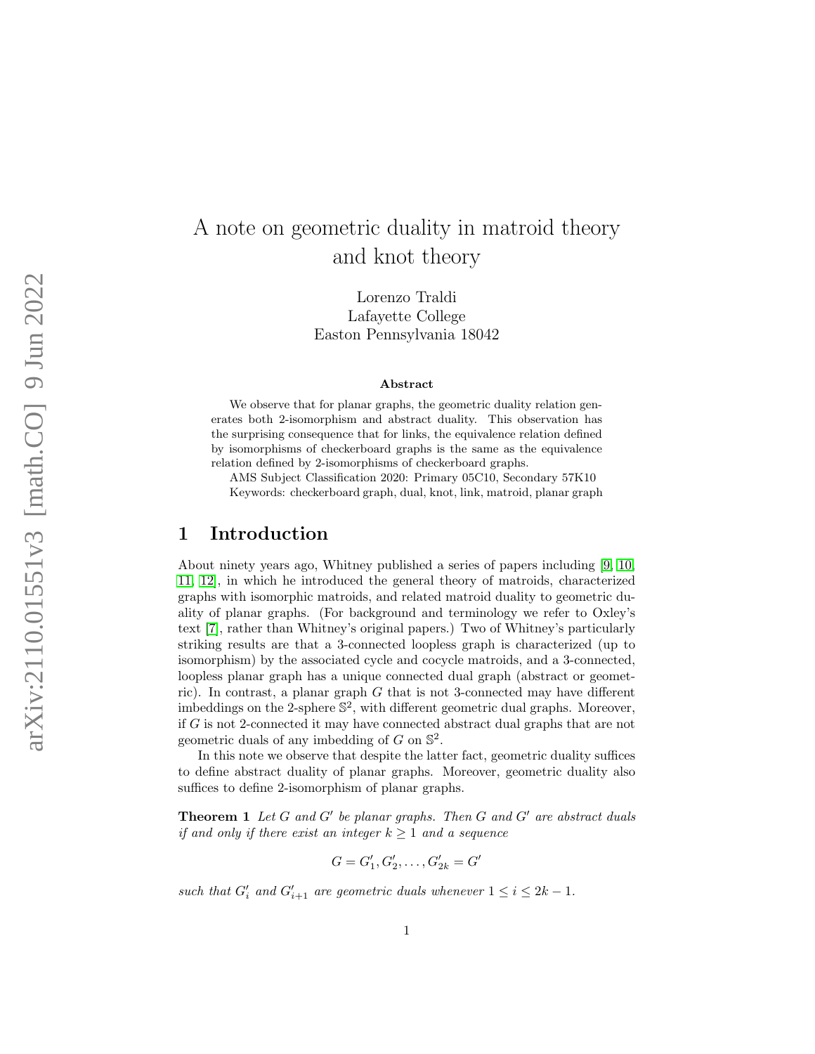# A note on geometric duality in matroid theory and knot theory

Lorenzo Traldi
Lafayette College
Easton Pennsylvania 18042

### Abstract

We observe that for planar graphs, the geometric duality relation generates both 2-isomorphism and abstract duality. This observation has the surprising consequence that for links, the equivalence relation defined by isomorphisms of checkerboard graphs is the same as the equivalence relation defined by 2-isomorphisms of checkerboard graphs.

AMS Subject Classification 2020: Primary 05C10, Secondary 57K10

Keywords: checkerboard graph, dual, knot, link, matroid, planar graph

## 1 Introduction

About ninety years ago, Whitney published a series of papers including [9, 10, 11, 12], in which he introduced the general theory of matroids, characterized graphs with isomorphic matroids, and related matroid duality to geometric duality of planar graphs. (For background and terminology we refer to Oxley's text [7], rather than Whitney's original papers.) Two of Whitney's particularly striking results are that a 3-connected loopless graph is characterized (up to isomorphism) by the associated cycle and cocycle matroids, and a 3-connected, loopless planar graph has a unique connected dual graph (abstract or geometric). In contrast, a planar graph $G$ that is not 3-connected may have different imbeddings on the 2-sphere $\mathbb{S}^2$, with different geometric dual graphs. Moreover, if $G$ is not 2-connected it may have connected abstract dual graphs that are not geometric duals of any imbedding of $G$ on $\mathbb{S}^2$.

In this note we observe that despite the latter fact, geometric duality suffices to define abstract duality of planar graphs. Moreover, geometric duality also suffices to define 2-isomorphism of planar graphs.

**Theorem 1** *Let $G$ and $G'$ be planar graphs. Then $G$ and $G'$ are abstract duals if and only if there exist an integer $k \geq 1$ and a sequence*

$$G = G'_1, G'_2, \ldots, G'_{2k} = G'$$

*such that $G'_i$ and $G'_{i+1}$ are geometric duals whenever $1 \leq i \leq 2k-1$.*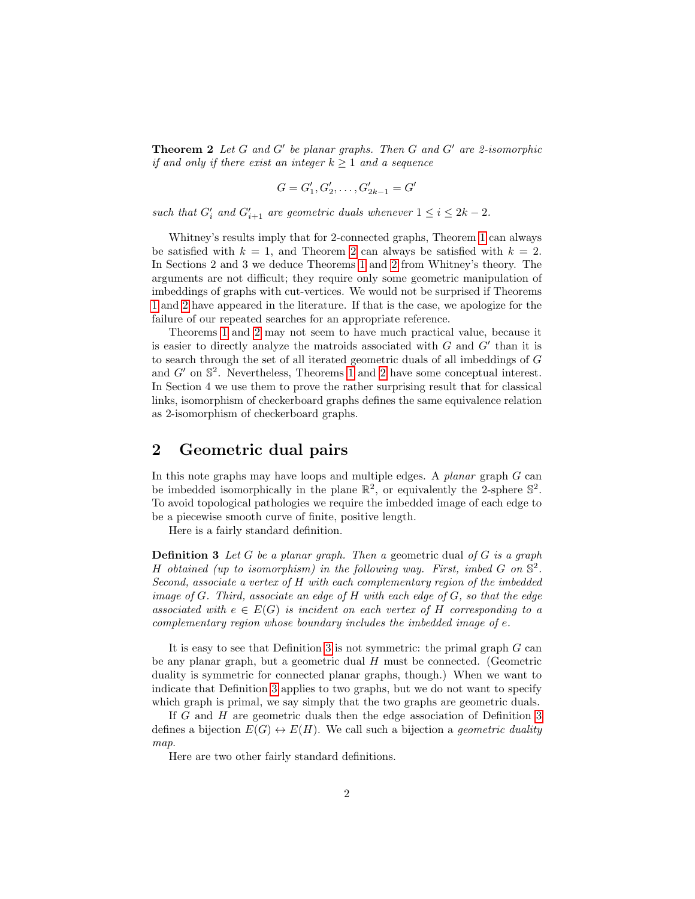**Theorem 2** *Let $G$ and $G'$ be planar graphs. Then $G$ and $G'$ are 2-isomorphic if and only if there exist an integer $k \geq 1$ and a sequence*

$$G = G'_1, G'_2, \ldots, G'_{2k-1} = G'$$

*such that $G'_i$ and $G'_{i+1}$ are geometric duals whenever $1 \leq i \leq 2k-2$.*

Whitney's results imply that for 2-connected graphs, Theorem 1 can always be satisfied with $k = 1$, and Theorem 2 can always be satisfied with $k = 2$. In Sections 2 and 3 we deduce Theorems 1 and 2 from Whitney's theory. The arguments are not difficult; they require only some geometric manipulation of imbeddings of graphs with cut-vertices. We would not be surprised if Theorems 1 and 2 have appeared in the literature. If that is the case, we apologize for the failure of our repeated searches for an appropriate reference.

Theorems 1 and 2 may not seem to have much practical value, because it is easier to directly analyze the matroids associated with $G$ and $G'$ than it is to search through the set of all iterated geometric duals of all imbeddings of $G$ and $G'$ on $\mathbb{S}^2$. Nevertheless, Theorems 1 and 2 have some conceptual interest. In Section 4 we use them to prove the rather surprising result that for classical links, isomorphism of checkerboard graphs defines the same equivalence relation as 2-isomorphism of checkerboard graphs.

## 2 Geometric dual pairs

In this note graphs may have loops and multiple edges. A *planar* graph $G$ can be imbedded isomorphically in the plane $\mathbb{R}^2$, or equivalently the 2-sphere $\mathbb{S}^2$. To avoid topological pathologies we require the imbedded image of each edge to be a piecewise smooth curve of finite, positive length.

Here is a fairly standard definition.

**Definition 3** *Let $G$ be a planar graph. Then a* geometric dual *of $G$ is a graph $H$ obtained (up to isomorphism) in the following way. First, imbed $G$ on $\mathbb{S}^2$. Second, associate a vertex of $H$ with each complementary region of the imbedded image of $G$. Third, associate an edge of $H$ with each edge of $G$, so that the edge associated with $e \in E(G)$ is incident on each vertex of $H$ corresponding to a complementary region whose boundary includes the imbedded image of $e$.*

It is easy to see that Definition 3 is not symmetric: the primal graph $G$ can be any planar graph, but a geometric dual $H$ must be connected. (Geometric duality is symmetric for connected planar graphs, though.) When we want to indicate that Definition 3 applies to two graphs, but we do not want to specify which graph is primal, we say simply that the two graphs are geometric duals.

If $G$ and $H$ are geometric duals then the edge association of Definition 3 defines a bijection $E(G) \leftrightarrow E(H)$. We call such a bijection a *geometric duality map*.

Here are two other fairly standard definitions.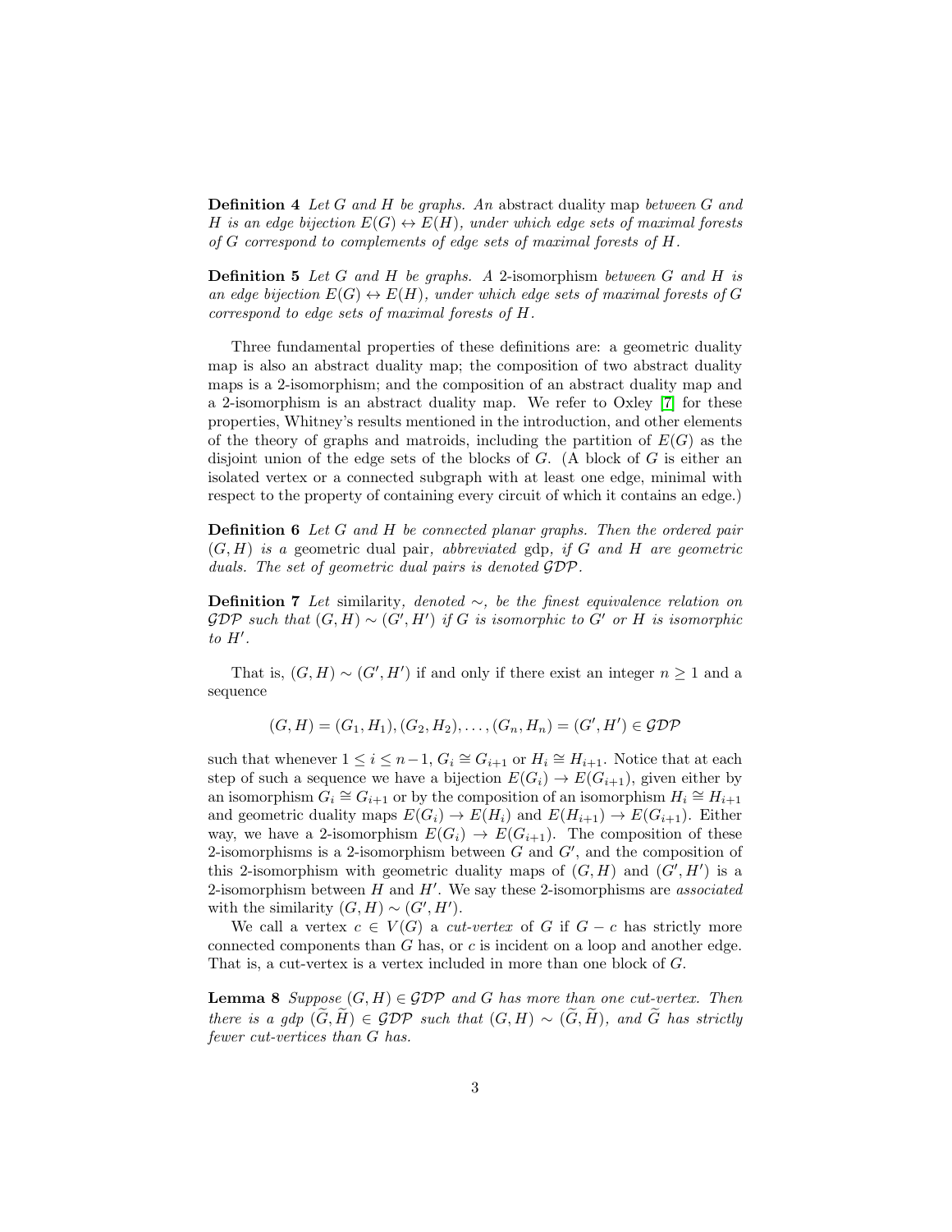**Definition 4** *Let $G$ and $H$ be graphs. An* abstract duality map *between $G$ and $H$ is an edge bijection $E(G) \leftrightarrow E(H)$, under which edge sets of maximal forests of $G$ correspond to complements of edge sets of maximal forests of $H$.*

**Definition 5** *Let $G$ and $H$ be graphs. A* 2-isomorphism *between $G$ and $H$ is an edge bijection $E(G) \leftrightarrow E(H)$, under which edge sets of maximal forests of $G$ correspond to edge sets of maximal forests of $H$.*

Three fundamental properties of these definitions are: a geometric duality map is also an abstract duality map; the composition of two abstract duality maps is a 2-isomorphism; and the composition of an abstract duality map and a 2-isomorphism is an abstract duality map. We refer to Oxley [7] for these properties, Whitney's results mentioned in the introduction, and other elements of the theory of graphs and matroids, including the partition of $E(G)$ as the disjoint union of the edge sets of the blocks of $G$. (A block of $G$ is either an isolated vertex or a connected subgraph with at least one edge, minimal with respect to the property of containing every circuit of which it contains an edge.)

**Definition 6** *Let $G$ and $H$ be connected planar graphs. Then the ordered pair $(G, H)$ is a* geometric dual pair*, abbreviated* gdp*, if $G$ and $H$ are geometric duals. The set of geometric dual pairs is denoted $\mathcal{GDP}$.*

**Definition 7** *Let* similarity*, denoted $\sim$, be the finest equivalence relation on $\mathcal{GDP}$ such that $(G, H) \sim (G', H')$ if $G$ is isomorphic to $G'$ or $H$ is isomorphic to $H'$.*

That is, $(G, H) \sim (G', H')$ if and only if there exist an integer $n \geq 1$ and a sequence

$$(G, H) = (G_1, H_1), (G_2, H_2), \ldots, (G_n, H_n) = (G', H') \in \mathcal{GDP}$$

such that whenever $1 \leq i \leq n-1$, $G_i \cong G_{i+1}$ or $H_i \cong H_{i+1}$. Notice that at each step of such a sequence we have a bijection $E(G_i) \to E(G_{i+1})$, given either by an isomorphism $G_i \cong G_{i+1}$ or by the composition of an isomorphism $H_i \cong H_{i+1}$ and geometric duality maps $E(G_i) \to E(H_i)$ and $E(H_{i+1}) \to E(G_{i+1})$. Either way, we have a 2-isomorphism $E(G_i) \to E(G_{i+1})$. The composition of these 2-isomorphisms is a 2-isomorphism between $G$ and $G'$, and the composition of this 2-isomorphism with geometric duality maps of $(G, H)$ and $(G', H')$ is a 2-isomorphism between $H$ and $H'$. We say these 2-isomorphisms are *associated* with the similarity $(G, H) \sim (G', H')$.

We call a vertex $c \in V(G)$ a *cut-vertex* of $G$ if $G - c$ has strictly more connected components than $G$ has, or $c$ is incident on a loop and another edge. That is, a cut-vertex is a vertex included in more than one block of $G$.

**Lemma 8** *Suppose $(G, H) \in \mathcal{GDP}$ and $G$ has more than one cut-vertex. Then there is a gdp $(\widetilde{G}, \widetilde{H}) \in \mathcal{GDP}$ such that $(G, H) \sim (\widetilde{G}, \widetilde{H})$, and $\widetilde{G}$ has strictly fewer cut-vertices than $G$ has.*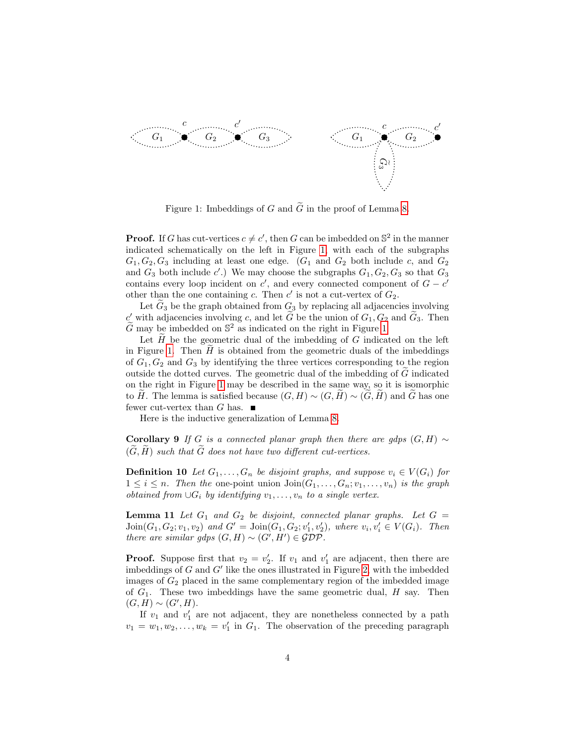Figure 1: Imbeddings of $G$ and $\widetilde{G}$ in the proof of Lemma 8.

**Proof.** If $G$ has cut-vertices $c \neq c'$, then $G$ can be imbedded on $\mathbb{S}^2$ in the manner indicated schematically on the left in Figure 1, with each of the subgraphs $G_1, G_2, G_3$ including at least one edge. ($G_1$ and $G_2$ both include $c$, and $G_2$ and $G_3$ both include $c'$.) We may choose the subgraphs $G_1, G_2, G_3$ so that $G_3$ contains every loop incident on $c'$, and every connected component of $G - c'$ other than the one containing $c$. Then $c'$ is not a cut-vertex of $G_2$.

Let $\widetilde{G}_3$ be the graph obtained from $G_3$ by replacing all adjacencies involving $c'$ with adjacencies involving $c$, and let $\widetilde{G}$ be the union of $G_1, G_2$ and $\widetilde{G}_3$. Then $\widetilde{G}$ may be imbedded on $\mathbb{S}^2$ as indicated on the right in Figure 1.

Let $\widetilde{H}$ be the geometric dual of the imbedding of $G$ indicated on the left in Figure 1. Then $\widetilde{H}$ is obtained from the geometric duals of the imbeddings of $G_1, G_2$ and $G_3$ by identifying the three vertices corresponding to the region outside the dotted curves. The geometric dual of the imbedding of $\widetilde{G}$ indicated on the right in Figure 1 may be described in the same way, so it is isomorphic to $\widetilde{H}$. The lemma is satisfied because $(G, H) \sim (G, \widetilde{H}) \sim (\widetilde{G}, \widetilde{H})$ and $\widetilde{G}$ has one fewer cut-vertex than $G$ has. ■

Here is the inductive generalization of Lemma 8.

**Corollary 9** *If $G$ is a connected planar graph then there are gdps $(G, H) \sim (\widetilde{G}, \widetilde{H})$ such that $\widetilde{G}$ does not have two different cut-vertices.*

**Definition 10** *Let $G_1, \ldots, G_n$ be disjoint graphs, and suppose $v_i \in V(G_i)$ for $1 \leq i \leq n$. Then the* one-point union $\mathrm{Join}(G_1, \ldots, G_n; v_1, \ldots, v_n)$ *is the graph obtained from $\cup G_i$ by identifying $v_1, \ldots, v_n$ to a single vertex.*

**Lemma 11** *Let $G_1$ and $G_2$ be disjoint, connected planar graphs. Let $G = \mathrm{Join}(G_1, G_2; v_1, v_2)$ and $G' = \mathrm{Join}(G_1, G_2; v_1', v_2')$, where $v_i, v_i' \in V(G_i)$. Then there are similar gdps $(G, H) \sim (G', H') \in \mathcal{GDP}$.*

**Proof.** Suppose first that $v_2 = v_2'$. If $v_1$ and $v_1'$ are adjacent, then there are imbeddings of $G$ and $G'$ like the ones illustrated in Figure 2, with the imbedded images of $G_2$ placed in the same complementary region of the imbedded image of $G_1$. These two imbeddings have the same geometric dual, $H$ say. Then $(G, H) \sim (G', H)$.

If $v_1$ and $v_1'$ are not adjacent, they are nonetheless connected by a path $v_1 = w_1, w_2, \ldots, w_k = v_1'$ in $G_1$. The observation of the preceding paragraph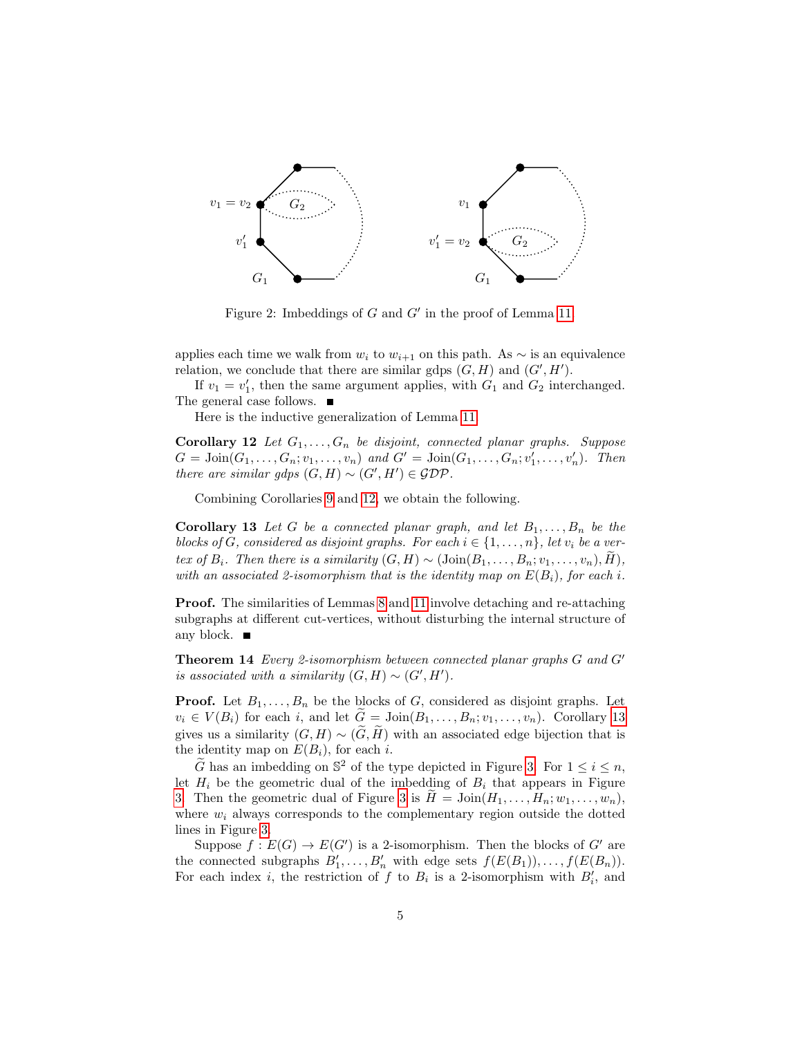Figure 2: Imbeddings of $G$ and $G'$ in the proof of Lemma 11.

applies each time we walk from $w_i$ to $w_{i+1}$ on this path. As $\sim$ is an equivalence relation, we conclude that there are similar gdps $(G, H)$ and $(G', H')$.

If $v_1 = v_1'$, then the same argument applies, with $G_1$ and $G_2$ interchanged. The general case follows. ■

Here is the inductive generalization of Lemma 11.

**Corollary 12** *Let $G_1, \ldots, G_n$ be disjoint, connected planar graphs. Suppose $G = \mathrm{Join}(G_1, \ldots, G_n; v_1, \ldots, v_n)$ and $G' = \mathrm{Join}(G_1, \ldots, G_n; v_1', \ldots, v_n')$. Then there are similar gdps $(G, H) \sim (G', H') \in \mathcal{GDP}$.*

Combining Corollaries 9 and 12, we obtain the following.

**Corollary 13** *Let $G$ be a connected planar graph, and let $B_1, \ldots, B_n$ be the blocks of $G$, considered as disjoint graphs. For each $i \in \{1, \ldots, n\}$, let $v_i$ be a vertex of $B_i$. Then there is a similarity $(G, H) \sim (\mathrm{Join}(B_1, \ldots, B_n; v_1, \ldots, v_n), \widetilde{H})$, with an associated 2-isomorphism that is the identity map on $E(B_i)$, for each $i$.*

**Proof.** The similarities of Lemmas 8 and 11 involve detaching and re-attaching subgraphs at different cut-vertices, without disturbing the internal structure of any block. ■

**Theorem 14** *Every 2-isomorphism between connected planar graphs $G$ and $G'$ is associated with a similarity $(G, H) \sim (G', H')$.*

**Proof.** Let $B_1, \ldots, B_n$ be the blocks of $G$, considered as disjoint graphs. Let $v_i \in V(B_i)$ for each $i$, and let $\widetilde{G} = \mathrm{Join}(B_1, \ldots, B_n; v_1, \ldots, v_n)$. Corollary 13 gives us a similarity $(G, H) \sim (\widetilde{G}, \widetilde{H})$ with an associated edge bijection that is the identity map on $E(B_i)$, for each $i$.

$\widetilde{G}$ has an imbedding on $\mathbb{S}^2$ of the type depicted in Figure 3. For $1 \leq i \leq n$, let $H_i$ be the geometric dual of the imbedding of $B_i$ that appears in Figure 3. Then the geometric dual of Figure 3 is $\widetilde{H} = \mathrm{Join}(H_1, \ldots, H_n; w_1, \ldots, w_n)$, where $w_i$ always corresponds to the complementary region outside the dotted lines in Figure 3.

Suppose $f : E(G) \to E(G')$ is a 2-isomorphism. Then the blocks of $G'$ are the connected subgraphs $B_1', \ldots, B_n'$ with edge sets $f(E(B_1)), \ldots, f(E(B_n))$. For each index $i$, the restriction of $f$ to $B_i$ is a 2-isomorphism with $B_i'$, and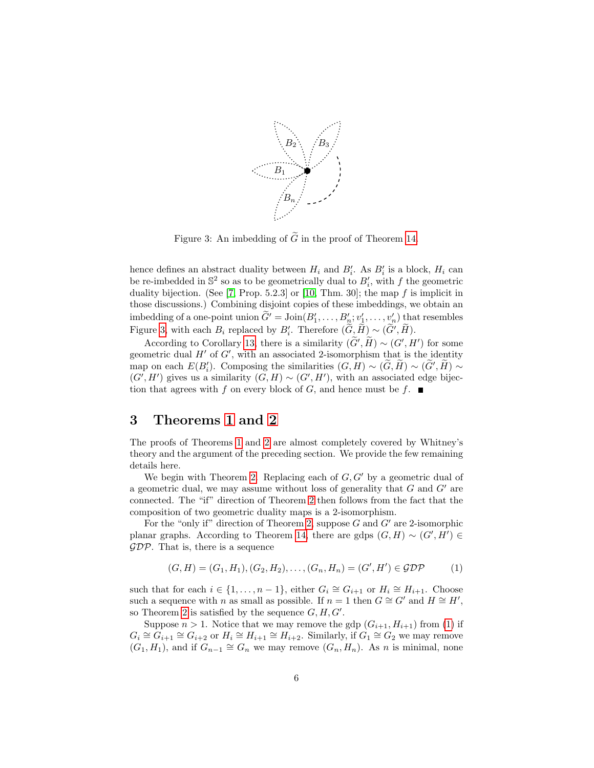Figure 3: An imbedding of $\widetilde{G}$ in the proof of Theorem 14.

hence defines an abstract duality between $H_i$ and $B_i'$. As $B_i'$ is a block, $H_i$ can be re-imbedded in $\mathbb{S}^2$ so as to be geometrically dual to $B_i'$, with $f$ the geometric duality bijection. (See [7, Prop. 5.2.3] or [10, Thm. 30]; the map $f$ is implicit in those discussions.) Combining disjoint copies of these imbeddings, we obtain an imbedding of a one-point union $\widetilde{G}' = \text{Join}(B_1', \ldots, B_n'; v_1', \ldots, v_n')$ that resembles Figure 3, with each $B_i$ replaced by $B_i'$. Therefore $(\widetilde{G}, \widetilde{H}) \sim (\widetilde{G}', \widetilde{H})$.

According to Corollary 13, there is a similarity $(\widetilde{G}', \widetilde{H}) \sim (G', H')$ for some geometric dual $H'$ of $G'$, with an associated 2-isomorphism that is the identity map on each $E(B_i')$. Composing the similarities $(G, H) \sim (\widetilde{G}, \widetilde{H}) \sim (\widetilde{G}', \widetilde{H}) \sim (G', H')$ gives us a similarity $(G, H) \sim (G', H')$, with an associated edge bijection that agrees with $f$ on every block of $G$, and hence must be $f$. ∎

## 3 Theorems 1 and 2

The proofs of Theorems 1 and 2 are almost completely covered by Whitney's theory and the argument of the preceding section. We provide the few remaining details here.

We begin with Theorem 2. Replacing each of $G, G'$ by a geometric dual of a geometric dual, we may assume without loss of generality that $G$ and $G'$ are connected. The "if" direction of Theorem 2 then follows from the fact that the composition of two geometric duality maps is a 2-isomorphism.

For the "only if" direction of Theorem 2, suppose $G$ and $G'$ are 2-isomorphic planar graphs. According to Theorem 14, there are gdps $(G, H) \sim (G', H') \in \mathcal{GDP}$. That is, there is a sequence

$$(G, H) = (G_1, H_1), (G_2, H_2), \ldots, (G_n, H_n) = (G', H') \in \mathcal{GDP} \tag{1}$$

such that for each $i \in \{1, \ldots, n-1\}$, either $G_i \cong G_{i+1}$ or $H_i \cong H_{i+1}$. Choose such a sequence with $n$ as small as possible. If $n = 1$ then $G \cong G'$ and $H \cong H'$, so Theorem 2 is satisfied by the sequence $G, H, G'$.

Suppose $n > 1$. Notice that we may remove the gdp $(G_{i+1}, H_{i+1})$ from (1) if $G_i \cong G_{i+1} \cong G_{i+2}$ or $H_i \cong H_{i+1} \cong H_{i+2}$. Similarly, if $G_1 \cong G_2$ we may remove $(G_1, H_1)$, and if $G_{n-1} \cong G_n$ we may remove $(G_n, H_n)$. As $n$ is minimal, none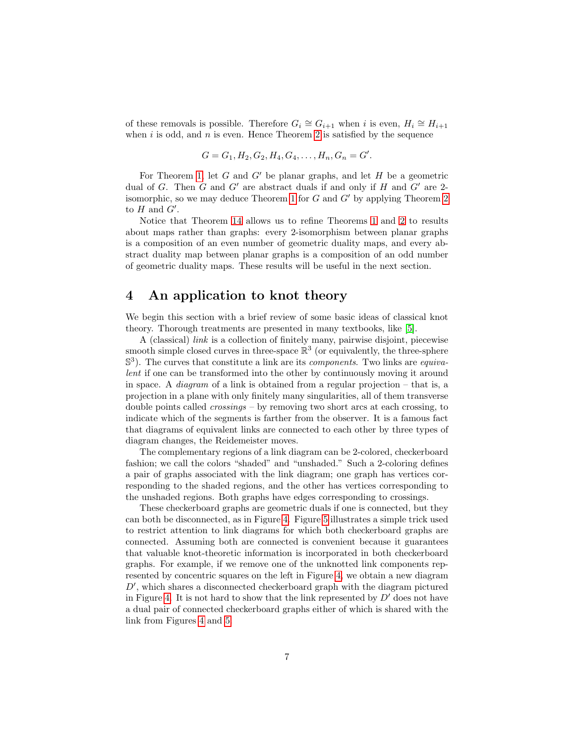of these removals is possible. Therefore $G_i \cong G_{i+1}$ when $i$ is even, $H_i \cong H_{i+1}$ when $i$ is odd, and $n$ is even. Hence Theorem 2 is satisfied by the sequence

$$G = G_1, H_2, G_2, H_4, G_4, \ldots, H_n, G_n = G'.$$

For Theorem 1, let $G$ and $G'$ be planar graphs, and let $H$ be a geometric dual of $G$. Then $G$ and $G'$ are abstract duals if and only if $H$ and $G'$ are 2-isomorphic, so we may deduce Theorem 1 for $G$ and $G'$ by applying Theorem 2 to $H$ and $G'$.

Notice that Theorem 14 allows us to refine Theorems 1 and 2 to results about maps rather than graphs: every 2-isomorphism between planar graphs is a composition of an even number of geometric duality maps, and every abstract duality map between planar graphs is a composition of an odd number of geometric duality maps. These results will be useful in the next section.

## 4 An application to knot theory

We begin this section with a brief review of some basic ideas of classical knot theory. Thorough treatments are presented in many textbooks, like [5].

A (classical) *link* is a collection of finitely many, pairwise disjoint, piecewise smooth simple closed curves in three-space $\mathbb{R}^3$ (or equivalently, the three-sphere $\mathbb{S}^3$). The curves that constitute a link are its *components*. Two links are *equivalent* if one can be transformed into the other by continuously moving it around in space. A *diagram* of a link is obtained from a regular projection – that is, a projection in a plane with only finitely many singularities, all of them transverse double points called *crossings* – by removing two short arcs at each crossing, to indicate which of the segments is farther from the observer. It is a famous fact that diagrams of equivalent links are connected to each other by three types of diagram changes, the Reidemeister moves.

The complementary regions of a link diagram can be 2-colored, checkerboard fashion; we call the colors "shaded" and "unshaded." Such a 2-coloring defines a pair of graphs associated with the link diagram; one graph has vertices corresponding to the shaded regions, and the other has vertices corresponding to the unshaded regions. Both graphs have edges corresponding to crossings.

These checkerboard graphs are geometric duals if one is connected, but they can both be disconnected, as in Figure 4. Figure 5 illustrates a simple trick used to restrict attention to link diagrams for which both checkerboard graphs are connected. Assuming both are connected is convenient because it guarantees that valuable knot-theoretic information is incorporated in both checkerboard graphs. For example, if we remove one of the unknotted link components represented by concentric squares on the left in Figure 4, we obtain a new diagram $D'$, which shares a disconnected checkerboard graph with the diagram pictured in Figure 4. It is not hard to show that the link represented by $D'$ does not have a dual pair of connected checkerboard graphs either of which is shared with the link from Figures 4 and 5.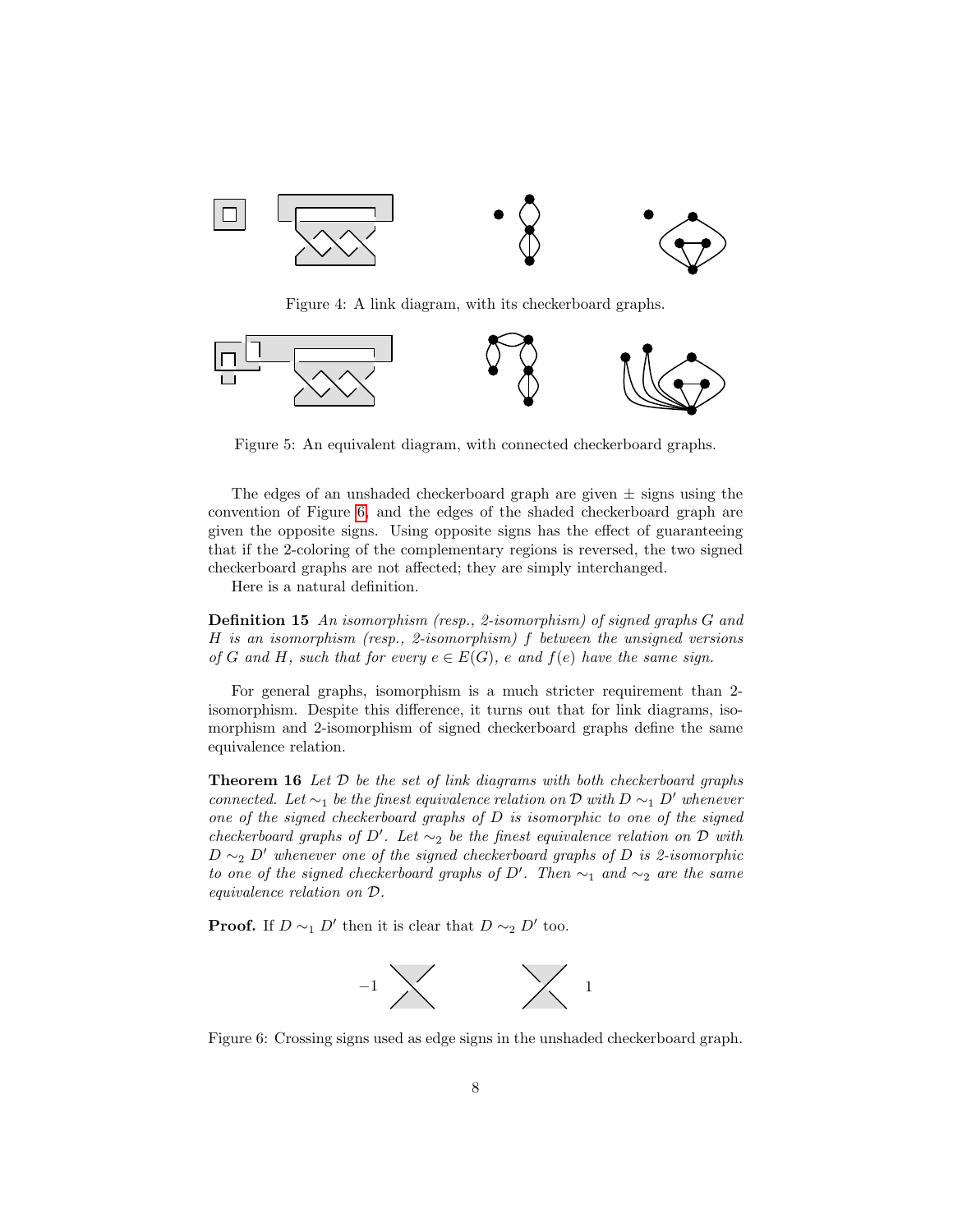Figure 4: A link diagram, with its checkerboard graphs.

Figure 5: An equivalent diagram, with connected checkerboard graphs.

The edges of an unshaded checkerboard graph are given ± signs using the convention of Figure 6, and the edges of the shaded checkerboard graph are given the opposite signs. Using opposite signs has the effect of guaranteeing that if the 2-coloring of the complementary regions is reversed, the two signed checkerboard graphs are not affected; they are simply interchanged.

Here is a natural definition.

**Definition 15** *An isomorphism (resp., 2-isomorphism) of signed graphs $G$ and $H$ is an isomorphism (resp., 2-isomorphism) $f$ between the unsigned versions of $G$ and $H$, such that for every $e \in E(G)$, $e$ and $f(e)$ have the same sign.*

For general graphs, isomorphism is a much stricter requirement than 2-isomorphism. Despite this difference, it turns out that for link diagrams, isomorphism and 2-isomorphism of signed checkerboard graphs define the same equivalence relation.

**Theorem 16** *Let $\mathcal{D}$ be the set of link diagrams with both checkerboard graphs connected. Let $\sim_1$ be the finest equivalence relation on $\mathcal{D}$ with $D \sim_1 D'$ whenever one of the signed checkerboard graphs of $D$ is isomorphic to one of the signed checkerboard graphs of $D'$. Let $\sim_2$ be the finest equivalence relation on $\mathcal{D}$ with $D \sim_2 D'$ whenever one of the signed checkerboard graphs of $D$ is 2-isomorphic to one of the signed checkerboard graphs of $D'$. Then $\sim_1$ and $\sim_2$ are the same equivalence relation on $\mathcal{D}$.*

**Proof.** If $D \sim_1 D'$ then it is clear that $D \sim_2 D'$ too.

$-1$ $\qquad\qquad$ $1$

Figure 6: Crossing signs used as edge signs in the unshaded checkerboard graph.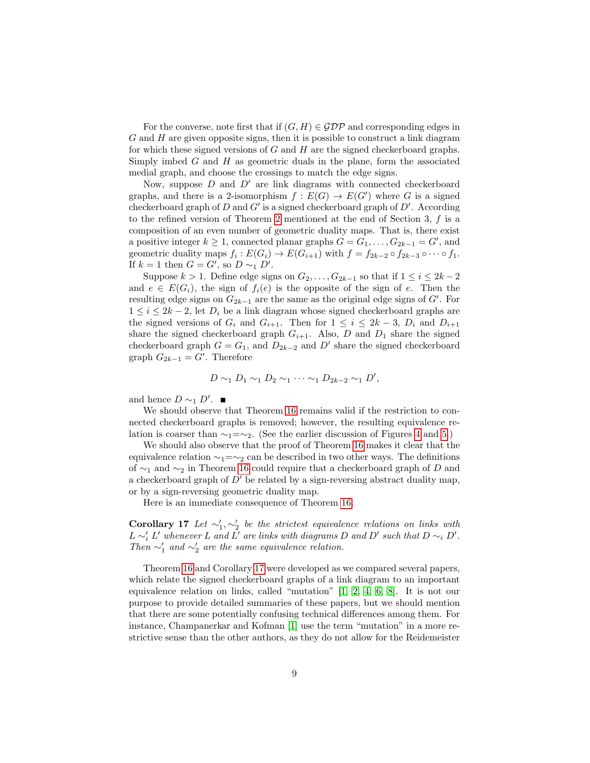For the converse, note first that if $(G, H) \in \mathcal{GDP}$ and corresponding edges in $G$ and $H$ are given opposite signs, then it is possible to construct a link diagram for which these signed versions of $G$ and $H$ are the signed checkerboard graphs. Simply imbed $G$ and $H$ as geometric duals in the plane, form the associated medial graph, and choose the crossings to match the edge signs.

Now, suppose $D$ and $D'$ are link diagrams with connected checkerboard graphs, and there is a 2-isomorphism $f : E(G) \to E(G')$ where $G$ is a signed checkerboard graph of $D$ and $G'$ is a signed checkerboard graph of $D'$. According to the refined version of Theorem 2 mentioned at the end of Section 3, $f$ is a composition of an even number of geometric duality maps. That is, there exist a positive integer $k \geq 1$, connected planar graphs $G = G_1, \ldots, G_{2k-1} = G'$, and geometric duality maps $f_i : E(G_i) \to E(G_{i+1})$ with $f = f_{2k-2} \circ f_{2k-3} \circ \cdots \circ f_1$. If $k = 1$ then $G = G'$, so $D \sim_1 D'$.

Suppose $k > 1$. Define edge signs on $G_2, \ldots, G_{2k-1}$ so that if $1 \leq i \leq 2k-2$ and $e \in E(G_i)$, the sign of $f_i(e)$ is the opposite of the sign of $e$. Then the resulting edge signs on $G_{2k-1}$ are the same as the original edge signs of $G'$. For $1 \leq i \leq 2k-2$, let $D_i$ be a link diagram whose signed checkerboard graphs are the signed versions of $G_i$ and $G_{i+1}$. Then for $1 \leq i \leq 2k-3$, $D_i$ and $D_{i+1}$ share the signed checkerboard graph $G_{i+1}$. Also, $D$ and $D_1$ share the signed checkerboard graph $G = G_1$, and $D_{2k-2}$ and $D'$ share the signed checkerboard graph $G_{2k-1} = G'$. Therefore

$$D \sim_1 D_1 \sim_1 D_2 \sim_1 \cdots \sim_1 D_{2k-2} \sim_1 D',$$

and hence $D \sim_1 D'$. ∎

We should observe that Theorem 16 remains valid if the restriction to connected checkerboard graphs is removed; however, the resulting equivalence relation is coarser than $\sim_1 = \sim_2$. (See the earlier discussion of Figures 4 and 5.)

We should also observe that the proof of Theorem 16 makes it clear that the equivalence relation $\sim_1 = \sim_2$ can be described in two other ways. The definitions of $\sim_1$ and $\sim_2$ in Theorem 16 could require that a checkerboard graph of $D$ and a checkerboard graph of $D'$ be related by a sign-reversing abstract duality map, or by a sign-reversing geometric duality map.

Here is an immediate consequence of Theorem 16.

**Corollary 17** *Let $\sim_1', \sim_2'$ be the strictest equivalence relations on links with $L \sim_i' L'$ whenever $L$ and $L'$ are links with diagrams $D$ and $D'$ such that $D \sim_i D'$. Then $\sim_1'$ and $\sim_2'$ are the same equivalence relation.*

Theorem 16 and Corollary 17 were developed as we compared several papers, which relate the signed checkerboard graphs of a link diagram to an important equivalence relation on links, called "mutation" [1, 2, 4, 6, 8]. It is not our purpose to provide detailed summaries of these papers, but we should mention that there are some potentially confusing technical differences among them. For instance, Champanerkar and Kofman [1] use the term "mutation" in a more restrictive sense than the other authors, as they do not allow for the Reidemeister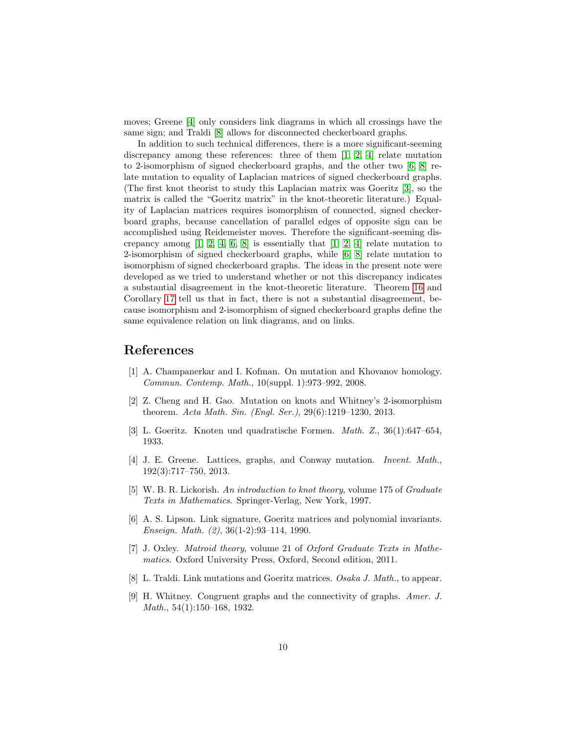moves; Greene [4] only considers link diagrams in which all crossings have the same sign; and Traldi [8] allows for disconnected checkerboard graphs.

In addition to such technical differences, there is a more significant-seeming discrepancy among these references: three of them [1, 2, 4] relate mutation to 2-isomorphism of signed checkerboard graphs, and the other two [6, 8] relate mutation to equality of Laplacian matrices of signed checkerboard graphs. (The first knot theorist to study this Laplacian matrix was Goeritz [3], so the matrix is called the "Goeritz matrix" in the knot-theoretic literature.) Equality of Laplacian matrices requires isomorphism of connected, signed checkerboard graphs, because cancellation of parallel edges of opposite sign can be accomplished using Reidemeister moves. Therefore the significant-seeming discrepancy among [1, 2, 4, 6, 8] is essentially that [1, 2, 4] relate mutation to 2-isomorphism of signed checkerboard graphs, while [6, 8] relate mutation to isomorphism of signed checkerboard graphs. The ideas in the present note were developed as we tried to understand whether or not this discrepancy indicates a substantial disagreement in the knot-theoretic literature. Theorem 16 and Corollary 17 tell us that in fact, there is not a substantial disagreement, because isomorphism and 2-isomorphism of signed checkerboard graphs define the same equivalence relation on link diagrams, and on links.

## References

[1] A. Champanerkar and I. Kofman. On mutation and Khovanov homology. *Commun. Contemp. Math.*, 10(suppl. 1):973–992, 2008.

[2] Z. Cheng and H. Gao. Mutation on knots and Whitney's 2-isomorphism theorem. *Acta Math. Sin. (Engl. Ser.)*, 29(6):1219–1230, 2013.

[3] L. Goeritz. Knoten und quadratische Formen. *Math. Z.*, 36(1):647–654, 1933.

[4] J. E. Greene. Lattices, graphs, and Conway mutation. *Invent. Math.*, 192(3):717–750, 2013.

[5] W. B. R. Lickorish. *An introduction to knot theory*, volume 175 of *Graduate Texts in Mathematics*. Springer-Verlag, New York, 1997.

[6] A. S. Lipson. Link signature, Goeritz matrices and polynomial invariants. *Enseign. Math. (2)*, 36(1-2):93–114, 1990.

[7] J. Oxley. *Matroid theory*, volume 21 of *Oxford Graduate Texts in Mathematics*. Oxford University Press, Oxford, Second edition, 2011.

[8] L. Traldi. Link mutations and Goeritz matrices. *Osaka J. Math.*, to appear.

[9] H. Whitney. Congruent graphs and the connectivity of graphs. *Amer. J. Math.*, 54(1):150–168, 1932.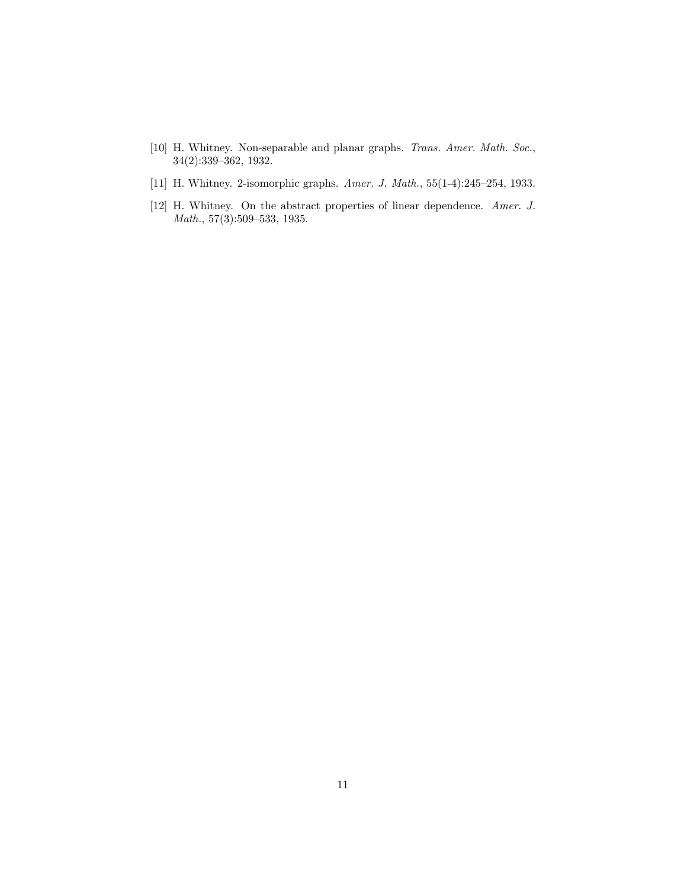[10] H. Whitney. Non-separable and planar graphs. *Trans. Amer. Math. Soc.*, 34(2):339–362, 1932.

[11] H. Whitney. 2-isomorphic graphs. *Amer. J. Math.*, 55(1-4):245–254, 1933.

[12] H. Whitney. On the abstract properties of linear dependence. *Amer. J. Math.*, 57(3):509–533, 1935.